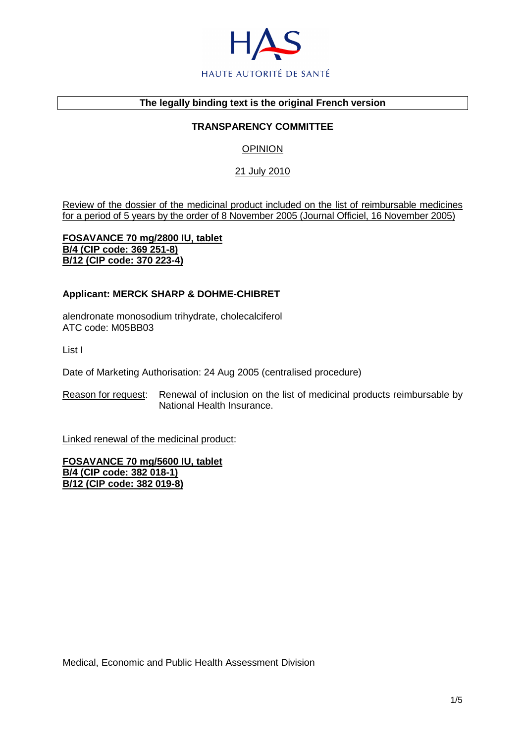HAUTE AUTORITÉ DE SANTÉ

**The legally binding text is the original French version**

**TRANSPARENCY COMMITTEE**

OPINION

21 July 2010

Review of the dossier of the medicinal product included on the list of reimbursable medicines for a period of 5 years by the order of 8 November 2005 (Journal Officiel, 16 November 2005)

**FOSAVANCE 70 mg/2800 IU, tablet**
**B/4 (CIP code: 369 251-8)**
**B/12 (CIP code: 370 223-4)**

**Applicant: MERCK SHARP & DOHME-CHIBRET**

alendronate monosodium trihydrate, cholecalciferol
ATC code: M05BB03

List I

Date of Marketing Authorisation: 24 Aug 2005 (centralised procedure)

Reason for request: Renewal of inclusion on the list of medicinal products reimbursable by National Health Insurance.

Linked renewal of the medicinal product:

**FOSAVANCE 70 mg/5600 IU, tablet**
**B/4 (CIP code: 382 018-1)**
**B/12 (CIP code: 382 019-8)**

Medical, Economic and Public Health Assessment Division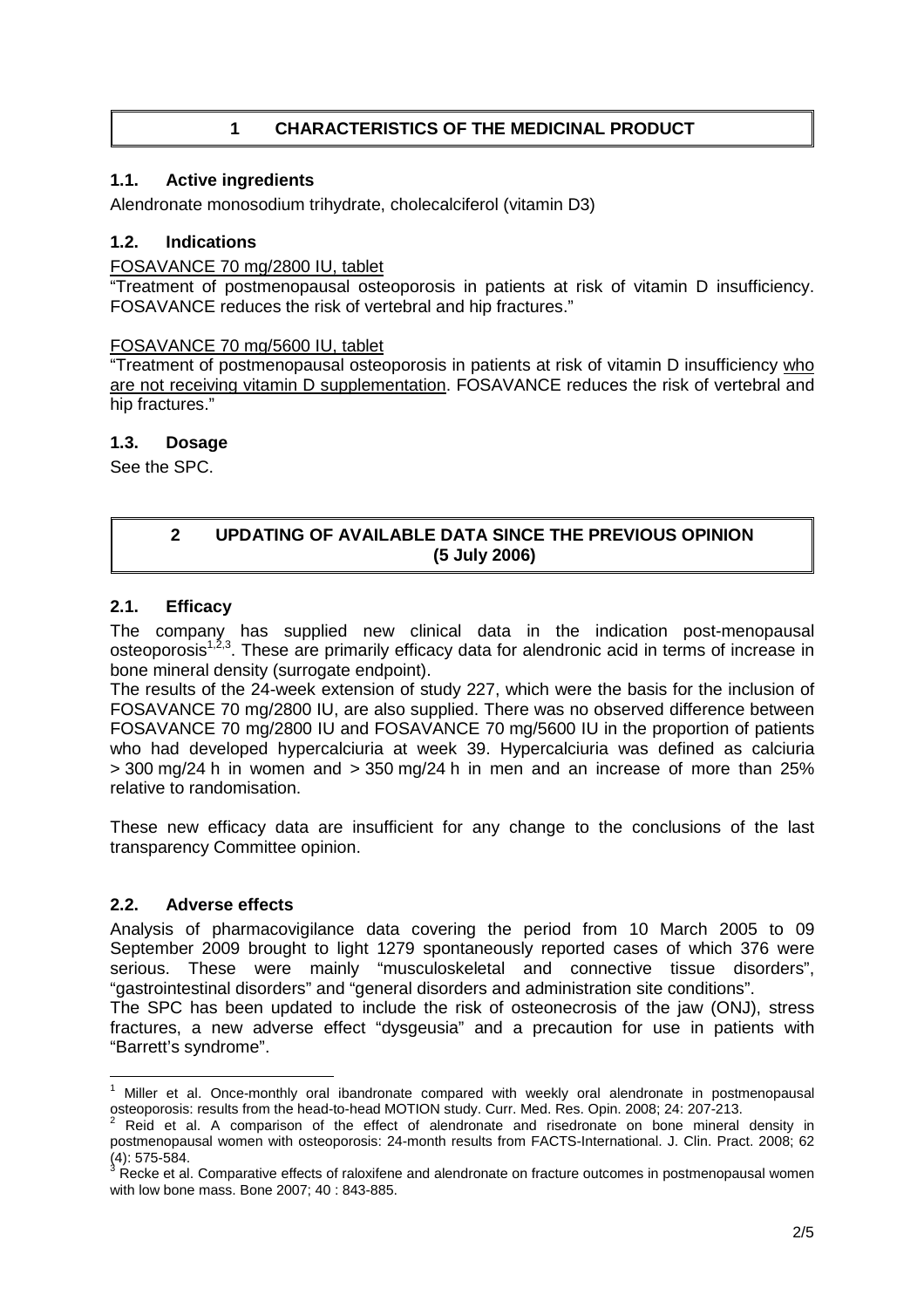# 1 CHARACTERISTICS OF THE MEDICINAL PRODUCT

## 1.1. Active ingredients

Alendronate monosodium trihydrate, cholecalciferol (vitamin D3)

## 1.2. Indications

FOSAVANCE 70 mg/2800 IU, tablet

"Treatment of postmenopausal osteoporosis in patients at risk of vitamin D insufficiency. FOSAVANCE reduces the risk of vertebral and hip fractures."

FOSAVANCE 70 mg/5600 IU, tablet

"Treatment of postmenopausal osteoporosis in patients at risk of vitamin D insufficiency who are not receiving vitamin D supplementation. FOSAVANCE reduces the risk of vertebral and hip fractures."

## 1.3. Dosage

See the SPC.

# 2 UPDATING OF AVAILABLE DATA SINCE THE PREVIOUS OPINION (5 July 2006)

## 2.1. Efficacy

The company has supplied new clinical data in the indication post-menopausal osteoporosis[1,2,3]. These are primarily efficacy data for alendronic acid in terms of increase in bone mineral density (surrogate endpoint).

The results of the 24-week extension of study 227, which were the basis for the inclusion of FOSAVANCE 70 mg/2800 IU, are also supplied. There was no observed difference between FOSAVANCE 70 mg/2800 IU and FOSAVANCE 70 mg/5600 IU in the proportion of patients who had developed hypercalciuria at week 39. Hypercalciuria was defined as calciuria > 300 mg/24 h in women and > 350 mg/24 h in men and an increase of more than 25% relative to randomisation.

These new efficacy data are insufficient for any change to the conclusions of the last transparency Committee opinion.

## 2.2. Adverse effects

Analysis of pharmacovigilance data covering the period from 10 March 2005 to 09 September 2009 brought to light 1279 spontaneously reported cases of which 376 were serious. These were mainly "musculoskeletal and connective tissue disorders", "gastrointestinal disorders" and "general disorders and administration site conditions".

The SPC has been updated to include the risk of osteonecrosis of the jaw (ONJ), stress fractures, a new adverse effect "dysgeusia" and a precaution for use in patients with "Barrett's syndrome".

---

[1] Miller et al. Once-monthly oral ibandronate compared with weekly oral alendronate in postmenopausal osteoporosis: results from the head-to-head MOTION study. Curr. Med. Res. Opin. 2008; 24: 207-213.

[2] Reid et al. A comparison of the effect of alendronate and risedronate on bone mineral density in postmenopausal women with osteoporosis: 24-month results from FACTS-International. J. Clin. Pract. 2008; 62 (4): 575-584.

[3] Recke et al. Comparative effects of raloxifene and alendronate on fracture outcomes in postmenopausal women with low bone mass. Bone 2007; 40 : 843-885.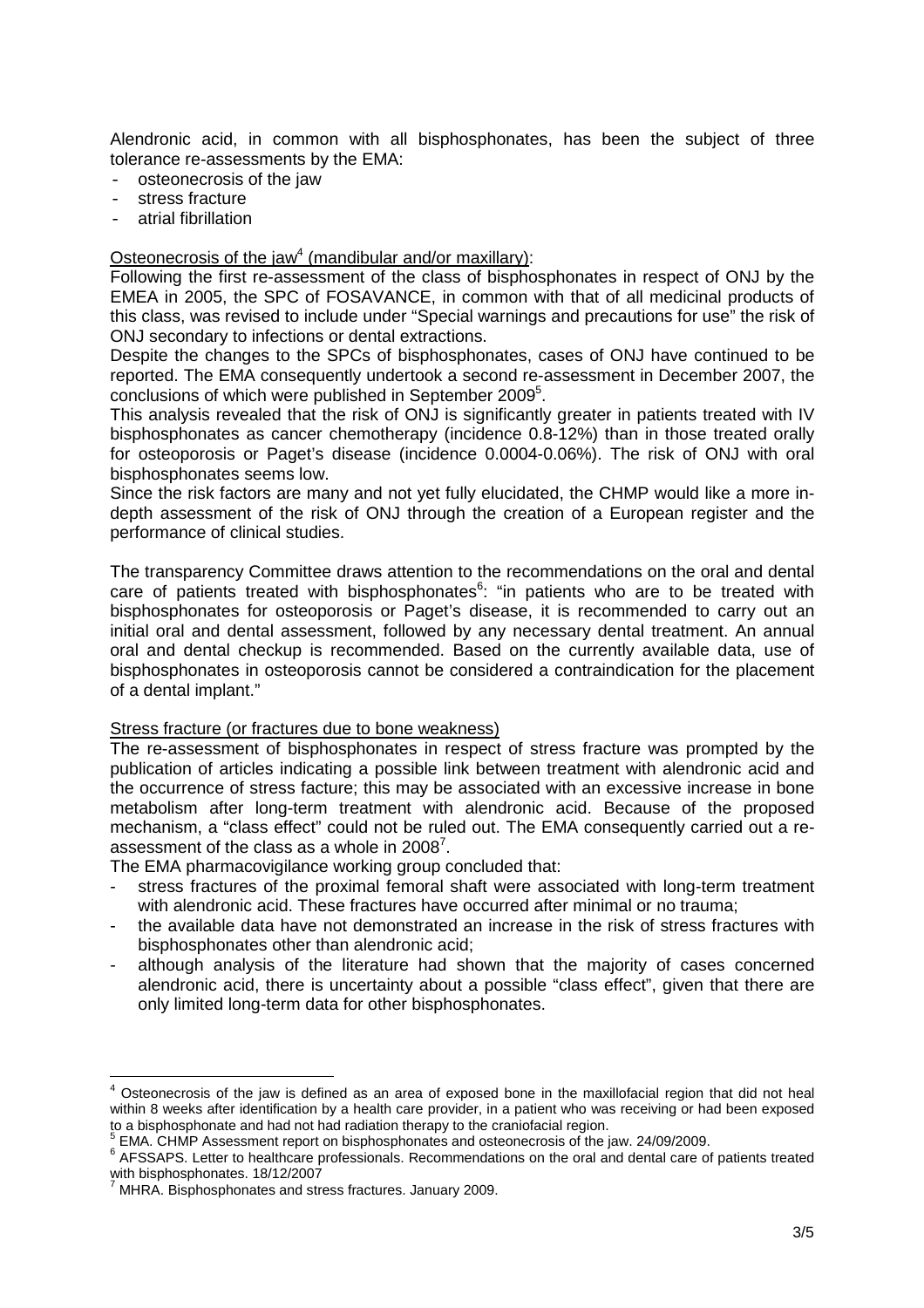Alendronic acid, in common with all bisphosphonates, has been the subject of three tolerance re-assessments by the EMA:

- osteonecrosis of the jaw
- stress fracture
- atrial fibrillation

Osteonecrosis of the jaw[4] (mandibular and/or maxillary):

Following the first re-assessment of the class of bisphosphonates in respect of ONJ by the EMEA in 2005, the SPC of FOSAVANCE, in common with that of all medicinal products of this class, was revised to include under "Special warnings and precautions for use" the risk of ONJ secondary to infections or dental extractions.

Despite the changes to the SPCs of bisphosphonates, cases of ONJ have continued to be reported. The EMA consequently undertook a second re-assessment in December 2007, the conclusions of which were published in September 2009[5].

This analysis revealed that the risk of ONJ is significantly greater in patients treated with IV bisphosphonates as cancer chemotherapy (incidence 0.8-12%) than in those treated orally for osteoporosis or Paget's disease (incidence 0.0004-0.06%). The risk of ONJ with oral bisphosphonates seems low.

Since the risk factors are many and not yet fully elucidated, the CHMP would like a more in-depth assessment of the risk of ONJ through the creation of a European register and the performance of clinical studies.

The transparency Committee draws attention to the recommendations on the oral and dental care of patients treated with bisphosphonates[6]: "in patients who are to be treated with bisphosphonates for osteoporosis or Paget's disease, it is recommended to carry out an initial oral and dental assessment, followed by any necessary dental treatment. An annual oral and dental checkup is recommended. Based on the currently available data, use of bisphosphonates in osteoporosis cannot be considered a contraindication for the placement of a dental implant."

Stress fracture (or fractures due to bone weakness)

The re-assessment of bisphosphonates in respect of stress fracture was prompted by the publication of articles indicating a possible link between treatment with alendronic acid and the occurrence of stress facture; this may be associated with an excessive increase in bone metabolism after long-term treatment with alendronic acid. Because of the proposed mechanism, a "class effect" could not be ruled out. The EMA consequently carried out a re-assessment of the class as a whole in 2008[7].

The EMA pharmacovigilance working group concluded that:

- stress fractures of the proximal femoral shaft were associated with long-term treatment with alendronic acid. These fractures have occurred after minimal or no trauma;
- the available data have not demonstrated an increase in the risk of stress fractures with bisphosphonates other than alendronic acid;
- although analysis of the literature had shown that the majority of cases concerned alendronic acid, there is uncertainty about a possible "class effect", given that there are only limited long-term data for other bisphosphonates.

---

[4] Osteonecrosis of the jaw is defined as an area of exposed bone in the maxillofacial region that did not heal within 8 weeks after identification by a health care provider, in a patient who was receiving or had been exposed to a bisphosphonate and had not had radiation therapy to the craniofacial region.

[5] EMA. CHMP Assessment report on bisphosphonates and osteonecrosis of the jaw. 24/09/2009.

[6] AFSSAPS. Letter to healthcare professionals. Recommendations on the oral and dental care of patients treated with bisphosphonates. 18/12/2007

[7] MHRA. Bisphosphonates and stress fractures. January 2009.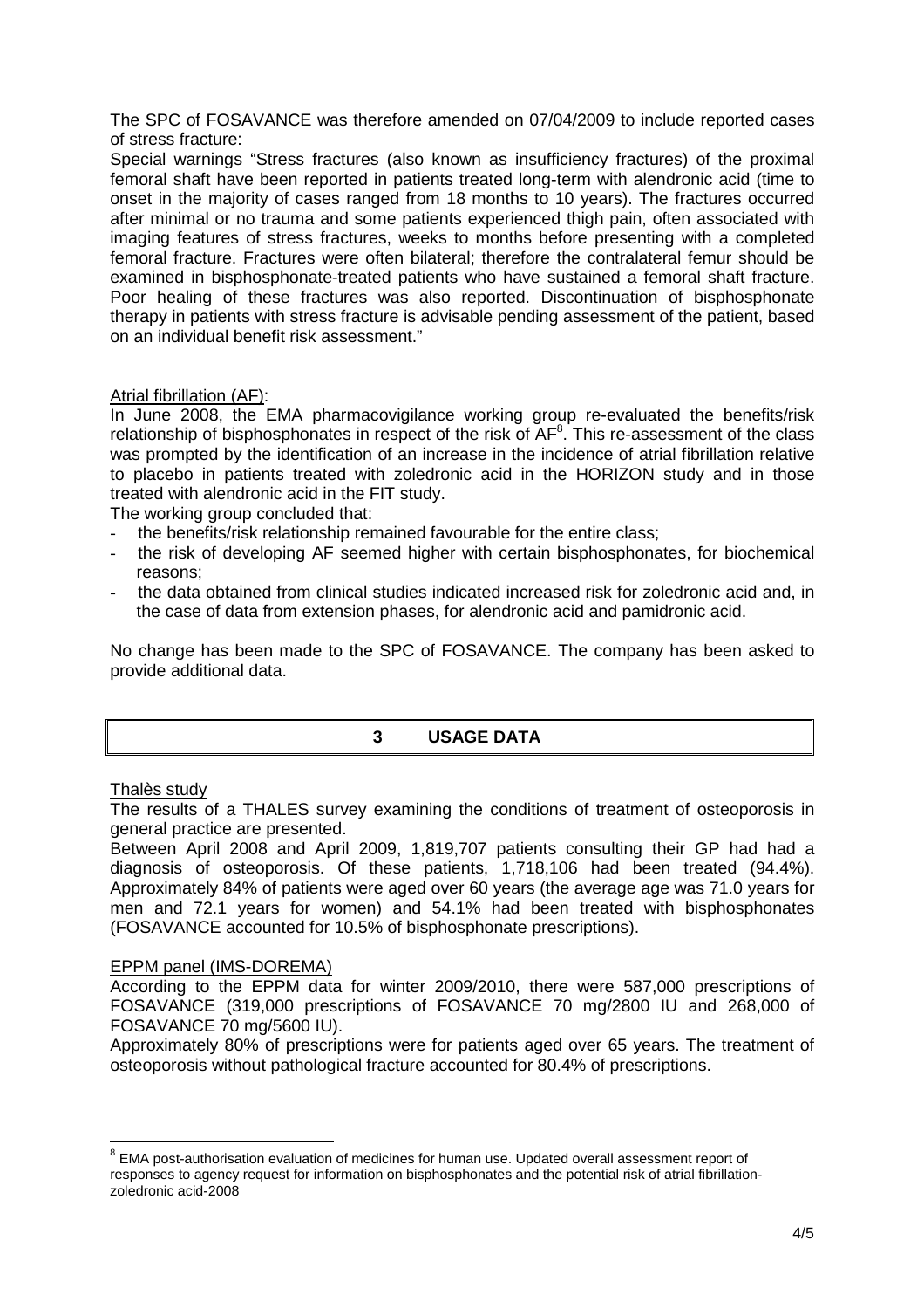The SPC of FOSAVANCE was therefore amended on 07/04/2009 to include reported cases of stress fracture:

Special warnings "Stress fractures (also known as insufficiency fractures) of the proximal femoral shaft have been reported in patients treated long-term with alendronic acid (time to onset in the majority of cases ranged from 18 months to 10 years). The fractures occurred after minimal or no trauma and some patients experienced thigh pain, often associated with imaging features of stress fractures, weeks to months before presenting with a completed femoral fracture. Fractures were often bilateral; therefore the contralateral femur should be examined in bisphosphonate-treated patients who have sustained a femoral shaft fracture. Poor healing of these fractures was also reported. Discontinuation of bisphosphonate therapy in patients with stress fracture is advisable pending assessment of the patient, based on an individual benefit risk assessment."

Atrial fibrillation (AF):

In June 2008, the EMA pharmacovigilance working group re-evaluated the benefits/risk relationship of bisphosphonates in respect of the risk of AF[8]. This re-assessment of the class was prompted by the identification of an increase in the incidence of atrial fibrillation relative to placebo in patients treated with zoledronic acid in the HORIZON study and in those treated with alendronic acid in the FIT study.

The working group concluded that:

- the benefits/risk relationship remained favourable for the entire class;
- the risk of developing AF seemed higher with certain bisphosphonates, for biochemical reasons;
- the data obtained from clinical studies indicated increased risk for zoledronic acid and, in the case of data from extension phases, for alendronic acid and pamidronic acid.

No change has been made to the SPC of FOSAVANCE. The company has been asked to provide additional data.

## 3 USAGE DATA

Thalès study

The results of a THALES survey examining the conditions of treatment of osteoporosis in general practice are presented.

Between April 2008 and April 2009, 1,819,707 patients consulting their GP had had a diagnosis of osteoporosis. Of these patients, 1,718,106 had been treated (94.4%). Approximately 84% of patients were aged over 60 years (the average age was 71.0 years for men and 72.1 years for women) and 54.1% had been treated with bisphosphonates (FOSAVANCE accounted for 10.5% of bisphosphonate prescriptions).

EPPM panel (IMS-DOREMA)

According to the EPPM data for winter 2009/2010, there were 587,000 prescriptions of FOSAVANCE (319,000 prescriptions of FOSAVANCE 70 mg/2800 IU and 268,000 of FOSAVANCE 70 mg/5600 IU).

Approximately 80% of prescriptions were for patients aged over 65 years. The treatment of osteoporosis without pathological fracture accounted for 80.4% of prescriptions.

---

[8] EMA post-authorisation evaluation of medicines for human use. Updated overall assessment report of responses to agency request for information on bisphosphonates and the potential risk of atrial fibrillation-zoledronic acid-2008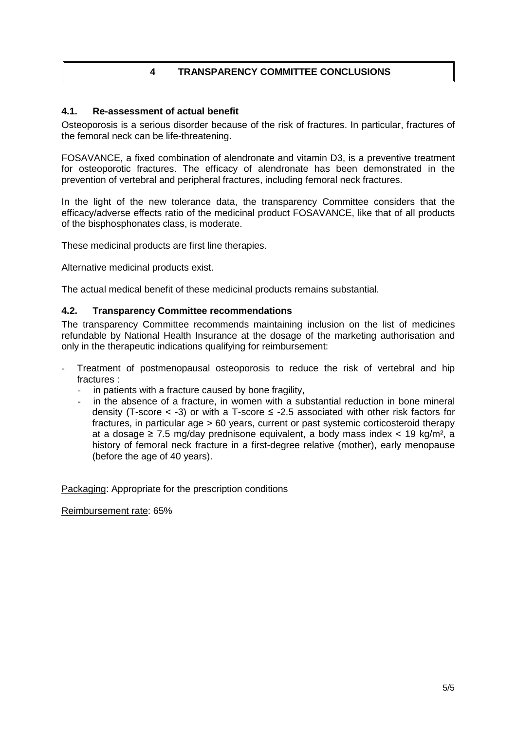# 4 TRANSPARENCY COMMITTEE CONCLUSIONS

## 4.1. Re-assessment of actual benefit

Osteoporosis is a serious disorder because of the risk of fractures. In particular, fractures of the femoral neck can be life-threatening.

FOSAVANCE, a fixed combination of alendronate and vitamin D3, is a preventive treatment for osteoporotic fractures. The efficacy of alendronate has been demonstrated in the prevention of vertebral and peripheral fractures, including femoral neck fractures.

In the light of the new tolerance data, the transparency Committee considers that the efficacy/adverse effects ratio of the medicinal product FOSAVANCE, like that of all products of the bisphosphonates class, is moderate.

These medicinal products are first line therapies.

Alternative medicinal products exist.

The actual medical benefit of these medicinal products remains substantial.

## 4.2. Transparency Committee recommendations

The transparency Committee recommends maintaining inclusion on the list of medicines refundable by National Health Insurance at the dosage of the marketing authorisation and only in the therapeutic indications qualifying for reimbursement:

- Treatment of postmenopausal osteoporosis to reduce the risk of vertebral and hip fractures :
  - in patients with a fracture caused by bone fragility,
  - in the absence of a fracture, in women with a substantial reduction in bone mineral density (T-score $< -3$) or with a T-score $\leq -2.5$ associated with other risk factors for fractures, in particular age $> 60$ years, current or past systemic corticosteroid therapy at a dosage $\geq 7.5$ mg/day prednisone equivalent, a body mass index $< 19$ kg/m$^2$, a history of femoral neck fracture in a first-degree relative (mother), early menopause (before the age of 40 years).

Packaging: Appropriate for the prescription conditions

Reimbursement rate: 65%